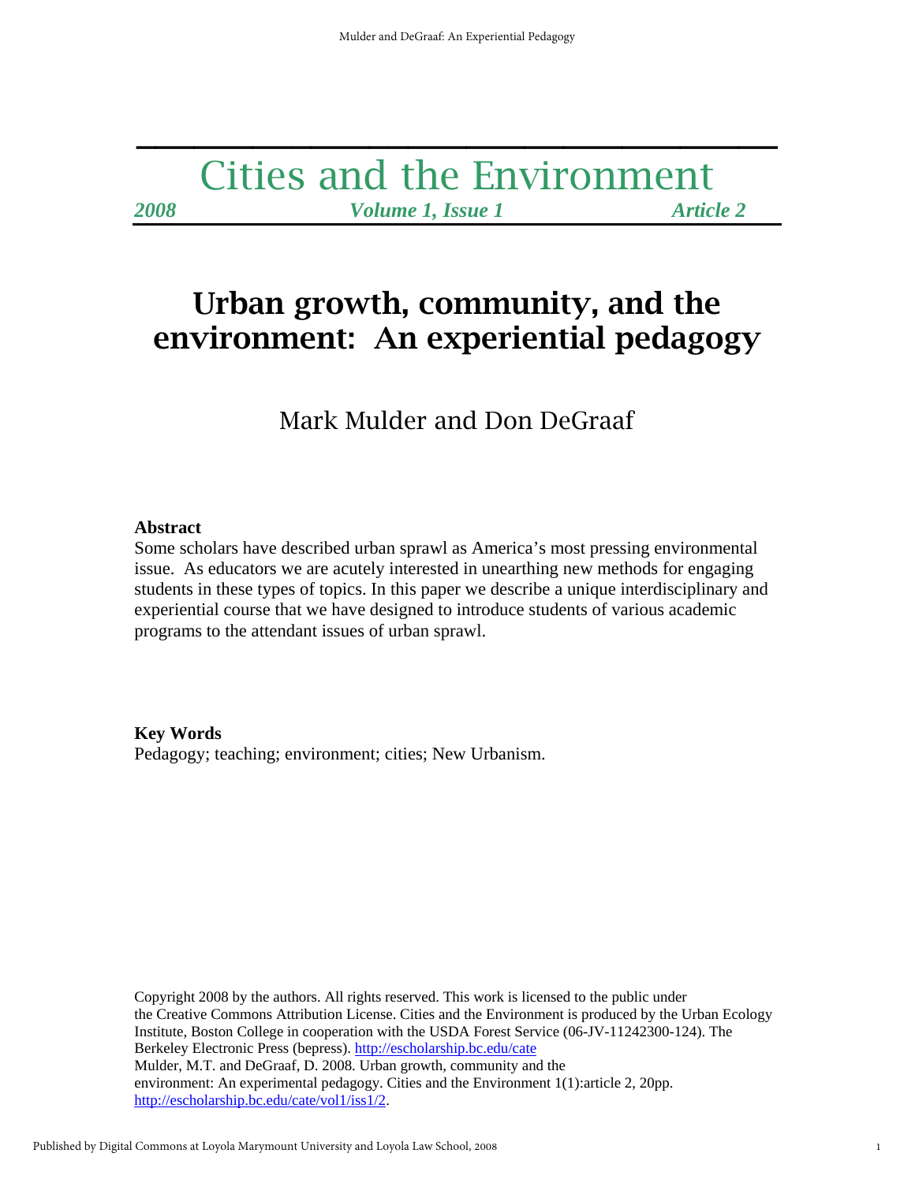# Cities and the Environment

*2008* *Volume 1, Issue 1* *Article 2*

## Urban growth, community, and the environment: An experiential pedagogy

Mark Mulder and Don DeGraaf

**Abstract**

Some scholars have described urban sprawl as America's most pressing environmental issue. As educators we are acutely interested in unearthing new methods for engaging students in these types of topics. In this paper we describe a unique interdisciplinary and experiential course that we have designed to introduce students of various academic programs to the attendant issues of urban sprawl.

**Key Words**

Pedagogy; teaching; environment; cities; New Urbanism.

Copyright 2008 by the authors. All rights reserved. This work is licensed to the public under the Creative Commons Attribution License. Cities and the Environment is produced by the Urban Ecology Institute, Boston College in cooperation with the USDA Forest Service (06-JV-11242300-124). The Berkeley Electronic Press (bepress). http://escholarship.bc.edu/cate

Mulder, M.T. and DeGraaf, D. 2008. Urban growth, community and the environment: An experimental pedagogy. Cities and the Environment 1(1):article 2, 20pp. http://escholarship.bc.edu/cate/vol1/iss1/2.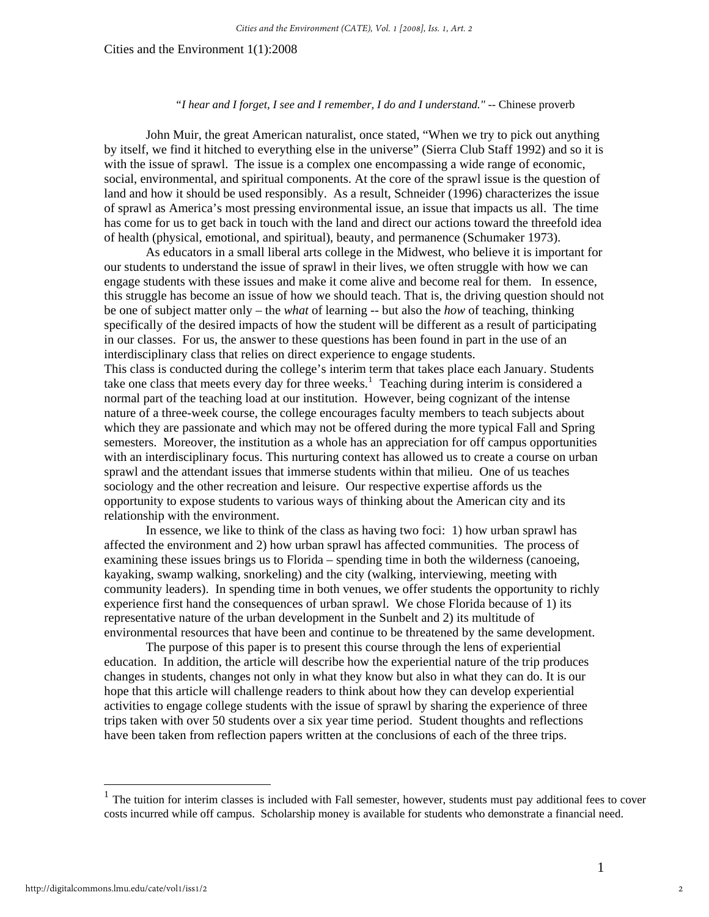*"I hear and I forget, I see and I remember, I do and I understand."* -- Chinese proverb

John Muir, the great American naturalist, once stated, "When we try to pick out anything by itself, we find it hitched to everything else in the universe" (Sierra Club Staff 1992) and so it is with the issue of sprawl. The issue is a complex one encompassing a wide range of economic, social, environmental, and spiritual components. At the core of the sprawl issue is the question of land and how it should be used responsibly. As a result, Schneider (1996) characterizes the issue of sprawl as America's most pressing environmental issue, an issue that impacts us all. The time has come for us to get back in touch with the land and direct our actions toward the threefold idea of health (physical, emotional, and spiritual), beauty, and permanence (Schumaker 1973).

As educators in a small liberal arts college in the Midwest, who believe it is important for our students to understand the issue of sprawl in their lives, we often struggle with how we can engage students with these issues and make it come alive and become real for them. In essence, this struggle has become an issue of how we should teach. That is, the driving question should not be one of subject matter only – the *what* of learning -- but also the *how* of teaching, thinking specifically of the desired impacts of how the student will be different as a result of participating in our classes. For us, the answer to these questions has been found in part in the use of an interdisciplinary class that relies on direct experience to engage students.

This class is conducted during the college's interim term that takes place each January. Students take one class that meets every day for three weeks.[1] Teaching during interim is considered a normal part of the teaching load at our institution. However, being cognizant of the intense nature of a three-week course, the college encourages faculty members to teach subjects about which they are passionate and which may not be offered during the more typical Fall and Spring semesters. Moreover, the institution as a whole has an appreciation for off campus opportunities with an interdisciplinary focus. This nurturing context has allowed us to create a course on urban sprawl and the attendant issues that immerse students within that milieu. One of us teaches sociology and the other recreation and leisure. Our respective expertise affords us the opportunity to expose students to various ways of thinking about the American city and its relationship with the environment.

In essence, we like to think of the class as having two foci: 1) how urban sprawl has affected the environment and 2) how urban sprawl has affected communities. The process of examining these issues brings us to Florida – spending time in both the wilderness (canoeing, kayaking, swamp walking, snorkeling) and the city (walking, interviewing, meeting with community leaders). In spending time in both venues, we offer students the opportunity to richly experience first hand the consequences of urban sprawl. We chose Florida because of 1) its representative nature of the urban development in the Sunbelt and 2) its multitude of environmental resources that have been and continue to be threatened by the same development.

The purpose of this paper is to present this course through the lens of experiential education. In addition, the article will describe how the experiential nature of the trip produces changes in students, changes not only in what they know but also in what they can do. It is our hope that this article will challenge readers to think about how they can develop experiential activities to engage college students with the issue of sprawl by sharing the experience of three trips taken with over 50 students over a six year time period. Student thoughts and reflections have been taken from reflection papers written at the conclusions of each of the three trips.

---

[1] The tuition for interim classes is included with Fall semester, however, students must pay additional fees to cover costs incurred while off campus. Scholarship money is available for students who demonstrate a financial need.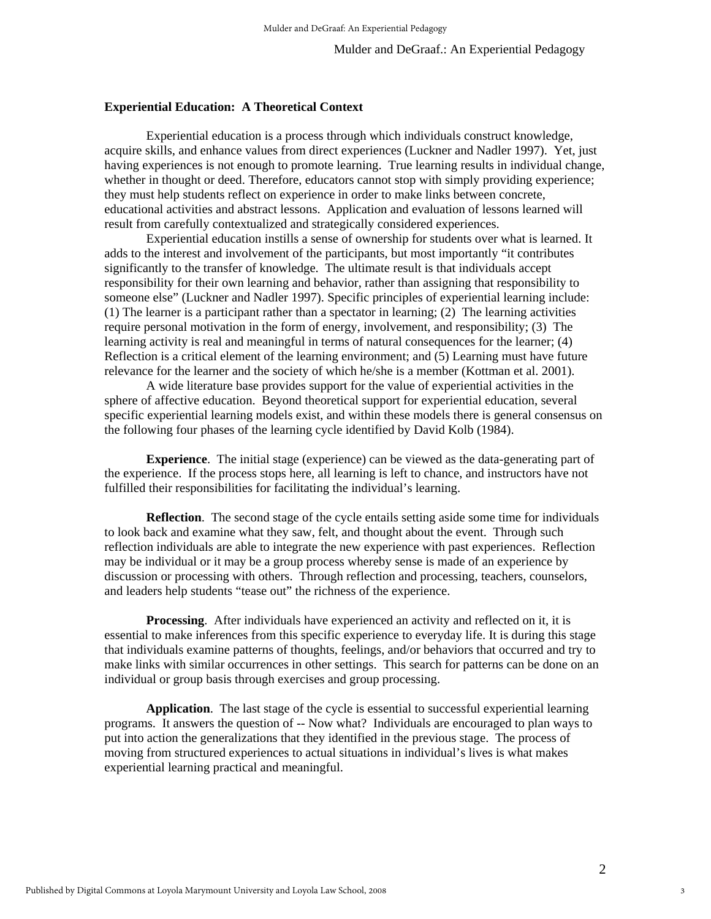## Experiential Education: A Theoretical Context

Experiential education is a process through which individuals construct knowledge, acquire skills, and enhance values from direct experiences (Luckner and Nadler 1997). Yet, just having experiences is not enough to promote learning. True learning results in individual change, whether in thought or deed. Therefore, educators cannot stop with simply providing experience; they must help students reflect on experience in order to make links between concrete, educational activities and abstract lessons. Application and evaluation of lessons learned will result from carefully contextualized and strategically considered experiences.

Experiential education instills a sense of ownership for students over what is learned. It adds to the interest and involvement of the participants, but most importantly "it contributes significantly to the transfer of knowledge. The ultimate result is that individuals accept responsibility for their own learning and behavior, rather than assigning that responsibility to someone else" (Luckner and Nadler 1997). Specific principles of experiential learning include: (1) The learner is a participant rather than a spectator in learning; (2) The learning activities require personal motivation in the form of energy, involvement, and responsibility; (3) The learning activity is real and meaningful in terms of natural consequences for the learner; (4) Reflection is a critical element of the learning environment; and (5) Learning must have future relevance for the learner and the society of which he/she is a member (Kottman et al. 2001).

A wide literature base provides support for the value of experiential activities in the sphere of affective education. Beyond theoretical support for experiential education, several specific experiential learning models exist, and within these models there is general consensus on the following four phases of the learning cycle identified by David Kolb (1984).

**Experience**. The initial stage (experience) can be viewed as the data-generating part of the experience. If the process stops here, all learning is left to chance, and instructors have not fulfilled their responsibilities for facilitating the individual's learning.

**Reflection**. The second stage of the cycle entails setting aside some time for individuals to look back and examine what they saw, felt, and thought about the event. Through such reflection individuals are able to integrate the new experience with past experiences. Reflection may be individual or it may be a group process whereby sense is made of an experience by discussion or processing with others. Through reflection and processing, teachers, counselors, and leaders help students "tease out" the richness of the experience.

**Processing**. After individuals have experienced an activity and reflected on it, it is essential to make inferences from this specific experience to everyday life. It is during this stage that individuals examine patterns of thoughts, feelings, and/or behaviors that occurred and try to make links with similar occurrences in other settings. This search for patterns can be done on an individual or group basis through exercises and group processing.

**Application**. The last stage of the cycle is essential to successful experiential learning programs. It answers the question of -- Now what? Individuals are encouraged to plan ways to put into action the generalizations that they identified in the previous stage. The process of moving from structured experiences to actual situations in individual's lives is what makes experiential learning practical and meaningful.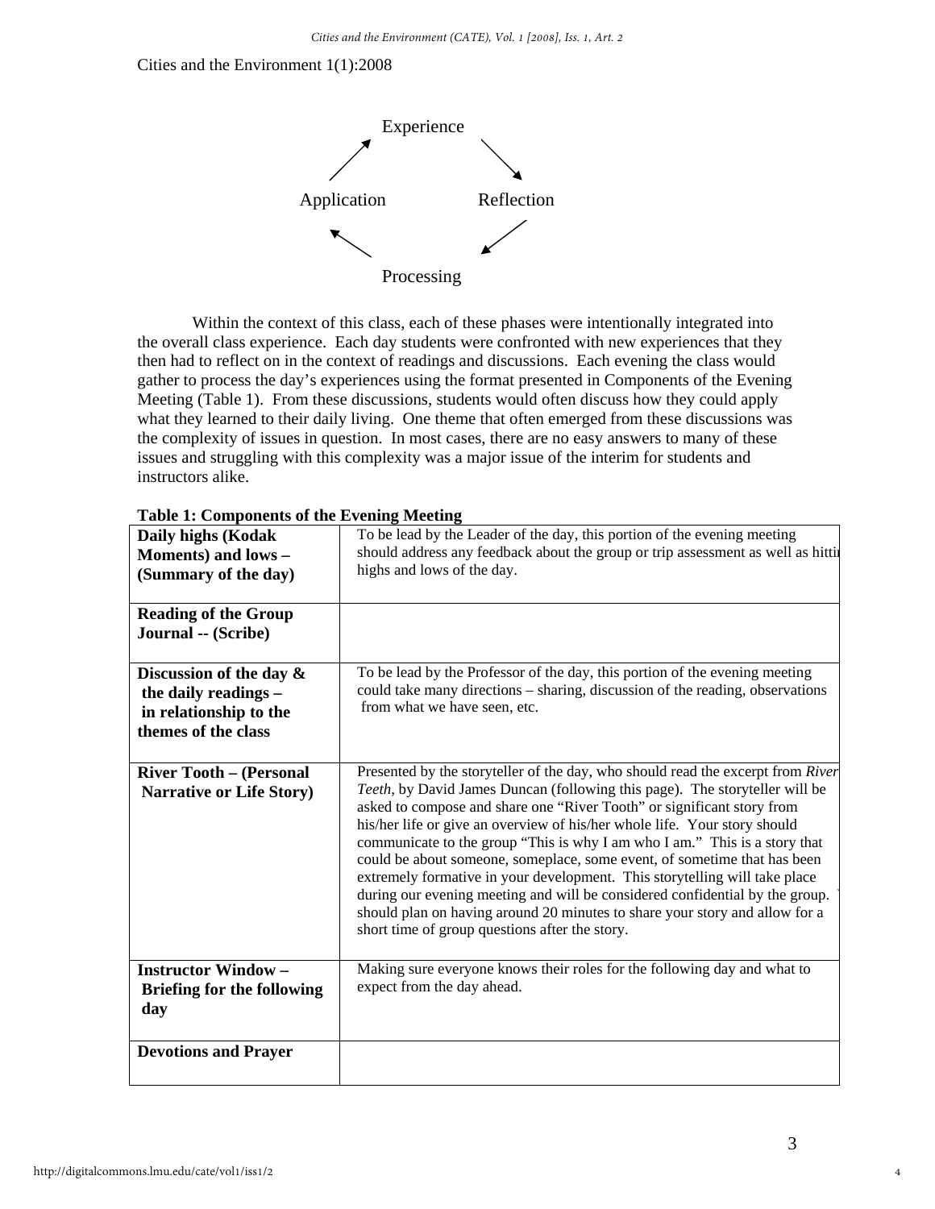Cities and the Environment 1(1):2008

Experience → Reflection → Processing → Application → Experience

Within the context of this class, each of these phases were intentionally integrated into the overall class experience. Each day students were confronted with new experiences that they then had to reflect on in the context of readings and discussions. Each evening the class would gather to process the day's experiences using the format presented in Components of the Evening Meeting (Table 1). From these discussions, students would often discuss how they could apply what they learned to their daily living. One theme that often emerged from these discussions was the complexity of issues in question. In most cases, there are no easy answers to many of these issues and struggling with this complexity was a major issue of the interim for students and instructors alike.

**Table 1: Components of the Evening Meeting**

| | |
|---|---|
| **Daily highs (Kodak Moments) and lows – (Summary of the day)** | To be lead by the Leader of the day, this portion of the evening meeting should address any feedback about the group or trip assessment as well as hittin highs and lows of the day. |
| **Reading of the Group Journal -- (Scribe)** | |
| **Discussion of the day & the daily readings – in relationship to the themes of the class** | To be lead by the Professor of the day, this portion of the evening meeting could take many directions – sharing, discussion of the reading, observations from what we have seen, etc. |
| **River Tooth – (Personal Narrative or Life Story)** | Presented by the storyteller of the day, who should read the excerpt from *River Teeth*, by David James Duncan (following this page). The storyteller will be asked to compose and share one "River Tooth" or significant story from his/her life or give an overview of his/her whole life. Your story should communicate to the group "This is why I am who I am." This is a story that could be about someone, someplace, some event, of sometime that has been extremely formative in your development. This storytelling will take place during our evening meeting and will be considered confidential by the group. should plan on having around 20 minutes to share your story and allow for a short time of group questions after the story. |
| **Instructor Window – Briefing for the following day** | Making sure everyone knows their roles for the following day and what to expect from the day ahead. |
| **Devotions and Prayer** | |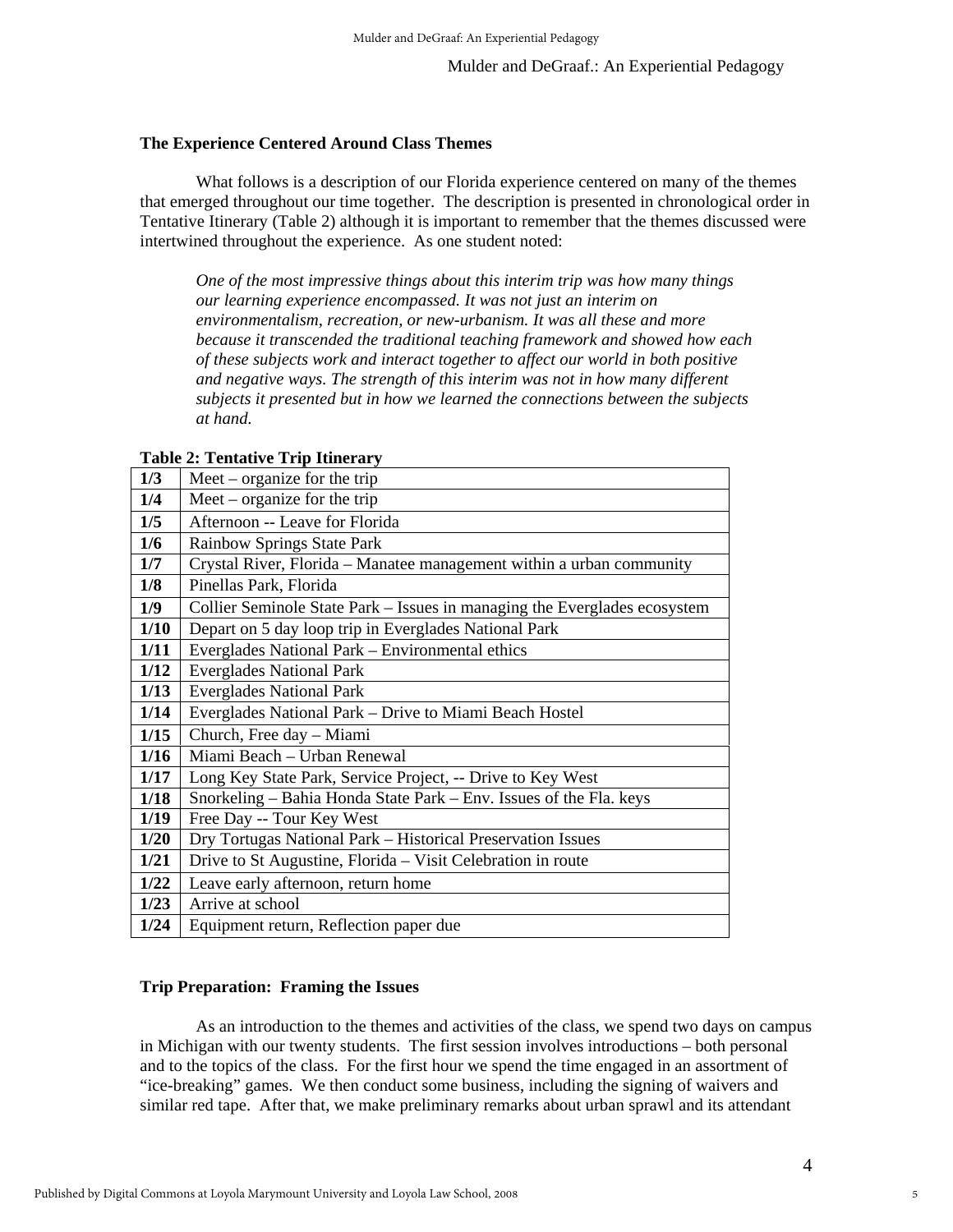### The Experience Centered Around Class Themes

What follows is a description of our Florida experience centered on many of the themes that emerged throughout our time together. The description is presented in chronological order in Tentative Itinerary (Table 2) although it is important to remember that the themes discussed were intertwined throughout the experience. As one student noted:

> *One of the most impressive things about this interim trip was how many things our learning experience encompassed. It was not just an interim on environmentalism, recreation, or new-urbanism. It was all these and more because it transcended the traditional teaching framework and showed how each of these subjects work and interact together to affect our world in both positive and negative ways. The strength of this interim was not in how many different subjects it presented but in how we learned the connections between the subjects at hand.*

**Table 2: Tentative Trip Itinerary**

| Date | Activity |
|---|---|
| **1/3** | Meet – organize for the trip |
| **1/4** | Meet – organize for the trip |
| **1/5** | Afternoon -- Leave for Florida |
| **1/6** | Rainbow Springs State Park |
| **1/7** | Crystal River, Florida – Manatee management within a urban community |
| **1/8** | Pinellas Park, Florida |
| **1/9** | Collier Seminole State Park – Issues in managing the Everglades ecosystem |
| **1/10** | Depart on 5 day loop trip in Everglades National Park |
| **1/11** | Everglades National Park – Environmental ethics |
| **1/12** | Everglades National Park |
| **1/13** | Everglades National Park |
| **1/14** | Everglades National Park – Drive to Miami Beach Hostel |
| **1/15** | Church, Free day – Miami |
| **1/16** | Miami Beach – Urban Renewal |
| **1/17** | Long Key State Park, Service Project, -- Drive to Key West |
| **1/18** | Snorkeling – Bahia Honda State Park – Env. Issues of the Fla. keys |
| **1/19** | Free Day -- Tour Key West |
| **1/20** | Dry Tortugas National Park – Historical Preservation Issues |
| **1/21** | Drive to St Augustine, Florida – Visit Celebration in route |
| **1/22** | Leave early afternoon, return home |
| **1/23** | Arrive at school |
| **1/24** | Equipment return, Reflection paper due |

### Trip Preparation: Framing the Issues

As an introduction to the themes and activities of the class, we spend two days on campus in Michigan with our twenty students. The first session involves introductions – both personal and to the topics of the class. For the first hour we spend the time engaged in an assortment of "ice-breaking" games. We then conduct some business, including the signing of waivers and similar red tape. After that, we make preliminary remarks about urban sprawl and its attendant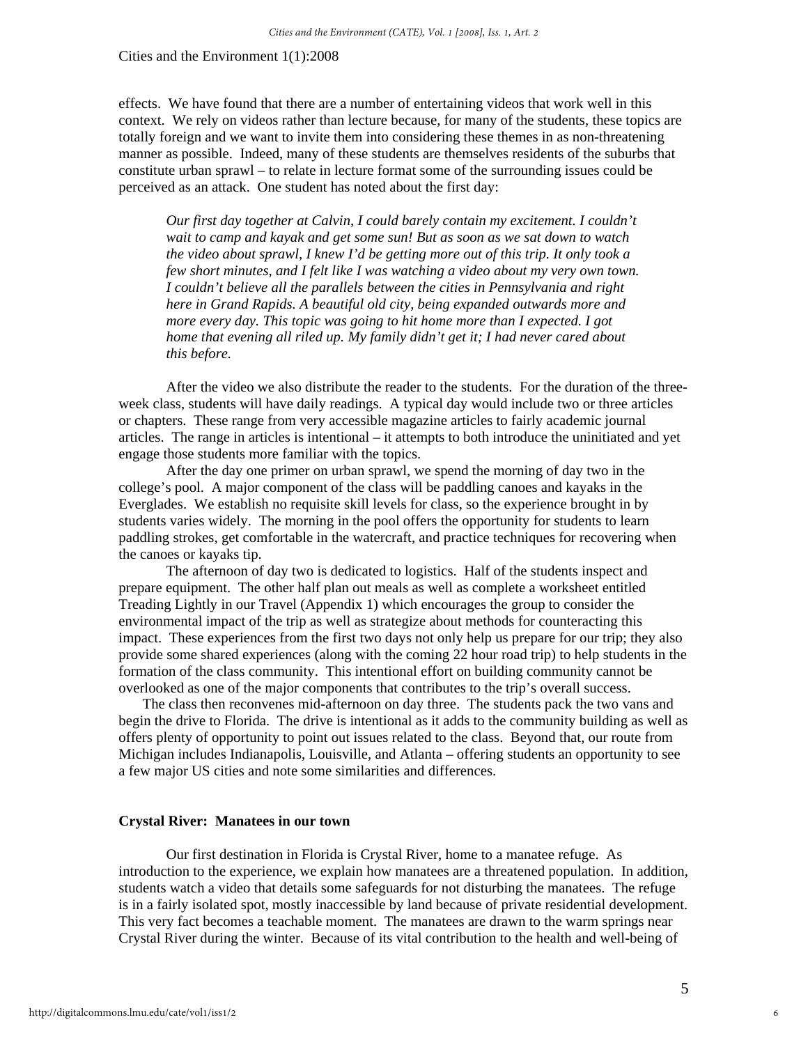effects. We have found that there are a number of entertaining videos that work well in this context. We rely on videos rather than lecture because, for many of the students, these topics are totally foreign and we want to invite them into considering these themes in as non-threatening manner as possible. Indeed, many of these students are themselves residents of the suburbs that constitute urban sprawl – to relate in lecture format some of the surrounding issues could be perceived as an attack. One student has noted about the first day:

> *Our first day together at Calvin, I could barely contain my excitement. I couldn't wait to camp and kayak and get some sun! But as soon as we sat down to watch the video about sprawl, I knew I'd be getting more out of this trip. It only took a few short minutes, and I felt like I was watching a video about my very own town. I couldn't believe all the parallels between the cities in Pennsylvania and right here in Grand Rapids. A beautiful old city, being expanded outwards more and more every day. This topic was going to hit home more than I expected. I got home that evening all riled up. My family didn't get it; I had never cared about this before.*

After the video we also distribute the reader to the students. For the duration of the three-week class, students will have daily readings. A typical day would include two or three articles or chapters. These range from very accessible magazine articles to fairly academic journal articles. The range in articles is intentional – it attempts to both introduce the uninitiated and yet engage those students more familiar with the topics.

After the day one primer on urban sprawl, we spend the morning of day two in the college's pool. A major component of the class will be paddling canoes and kayaks in the Everglades. We establish no requisite skill levels for class, so the experience brought in by students varies widely. The morning in the pool offers the opportunity for students to learn paddling strokes, get comfortable in the watercraft, and practice techniques for recovering when the canoes or kayaks tip.

The afternoon of day two is dedicated to logistics. Half of the students inspect and prepare equipment. The other half plan out meals as well as complete a worksheet entitled Treading Lightly in our Travel (Appendix 1) which encourages the group to consider the environmental impact of the trip as well as strategize about methods for counteracting this impact. These experiences from the first two days not only help us prepare for our trip; they also provide some shared experiences (along with the coming 22 hour road trip) to help students in the formation of the class community. This intentional effort on building community cannot be overlooked as one of the major components that contributes to the trip's overall success.

The class then reconvenes mid-afternoon on day three. The students pack the two vans and begin the drive to Florida. The drive is intentional as it adds to the community building as well as offers plenty of opportunity to point out issues related to the class. Beyond that, our route from Michigan includes Indianapolis, Louisville, and Atlanta – offering students an opportunity to see a few major US cities and note some similarities and differences.

### Crystal River: Manatees in our town

Our first destination in Florida is Crystal River, home to a manatee refuge. As introduction to the experience, we explain how manatees are a threatened population. In addition, students watch a video that details some safeguards for not disturbing the manatees. The refuge is in a fairly isolated spot, mostly inaccessible by land because of private residential development. This very fact becomes a teachable moment. The manatees are drawn to the warm springs near Crystal River during the winter. Because of its vital contribution to the health and well-being of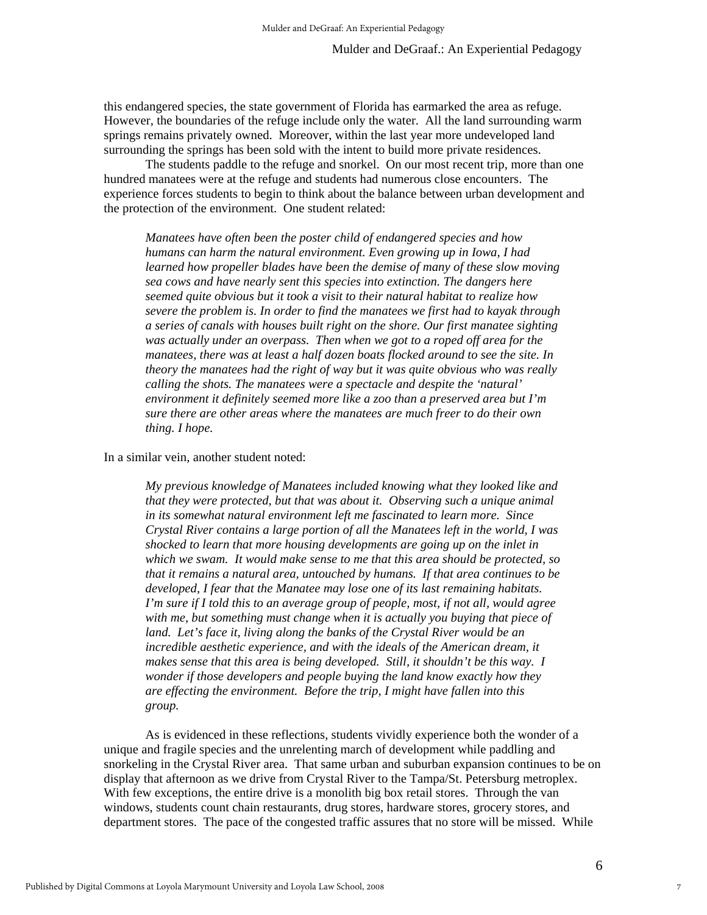this endangered species, the state government of Florida has earmarked the area as refuge. However, the boundaries of the refuge include only the water. All the land surrounding warm springs remains privately owned. Moreover, within the last year more undeveloped land surrounding the springs has been sold with the intent to build more private residences.

The students paddle to the refuge and snorkel. On our most recent trip, more than one hundred manatees were at the refuge and students had numerous close encounters. The experience forces students to begin to think about the balance between urban development and the protection of the environment. One student related:

> *Manatees have often been the poster child of endangered species and how humans can harm the natural environment. Even growing up in Iowa, I had learned how propeller blades have been the demise of many of these slow moving sea cows and have nearly sent this species into extinction. The dangers here seemed quite obvious but it took a visit to their natural habitat to realize how severe the problem is. In order to find the manatees we first had to kayak through a series of canals with houses built right on the shore. Our first manatee sighting was actually under an overpass. Then when we got to a roped off area for the manatees, there was at least a half dozen boats flocked around to see the site. In theory the manatees had the right of way but it was quite obvious who was really calling the shots. The manatees were a spectacle and despite the 'natural' environment it definitely seemed more like a zoo than a preserved area but I'm sure there are other areas where the manatees are much freer to do their own thing. I hope.*

In a similar vein, another student noted:

> *My previous knowledge of Manatees included knowing what they looked like and that they were protected, but that was about it. Observing such a unique animal in its somewhat natural environment left me fascinated to learn more. Since Crystal River contains a large portion of all the Manatees left in the world, I was shocked to learn that more housing developments are going up on the inlet in which we swam. It would make sense to me that this area should be protected, so that it remains a natural area, untouched by humans. If that area continues to be developed, I fear that the Manatee may lose one of its last remaining habitats. I'm sure if I told this to an average group of people, most, if not all, would agree with me, but something must change when it is actually you buying that piece of land. Let's face it, living along the banks of the Crystal River would be an incredible aesthetic experience, and with the ideals of the American dream, it makes sense that this area is being developed. Still, it shouldn't be this way. I wonder if those developers and people buying the land know exactly how they are effecting the environment. Before the trip, I might have fallen into this group.*

As is evidenced in these reflections, students vividly experience both the wonder of a unique and fragile species and the unrelenting march of development while paddling and snorkeling in the Crystal River area. That same urban and suburban expansion continues to be on display that afternoon as we drive from Crystal River to the Tampa/St. Petersburg metroplex. With few exceptions, the entire drive is a monolith big box retail stores. Through the van windows, students count chain restaurants, drug stores, hardware stores, grocery stores, and department stores. The pace of the congested traffic assures that no store will be missed. While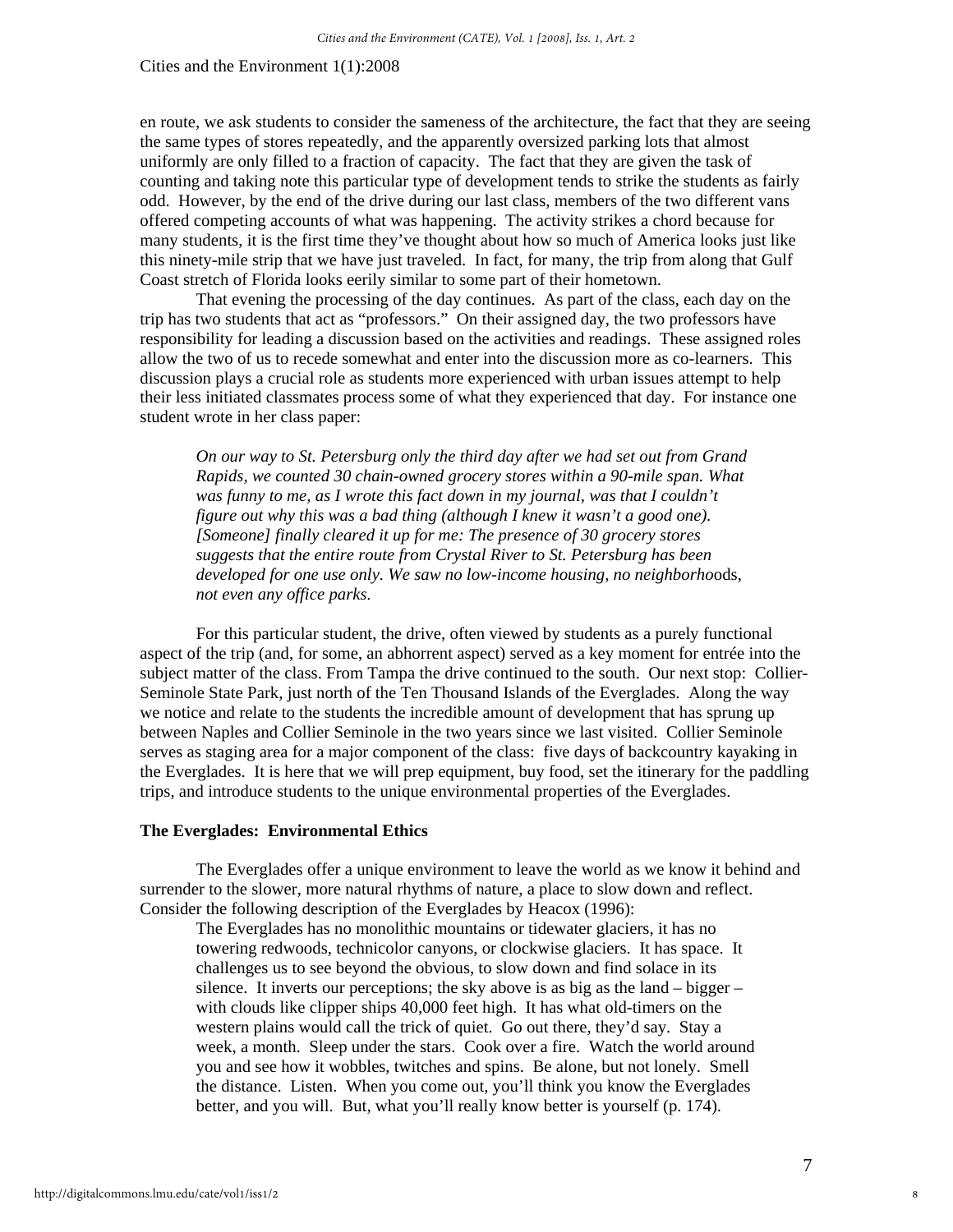en route, we ask students to consider the sameness of the architecture, the fact that they are seeing the same types of stores repeatedly, and the apparently oversized parking lots that almost uniformly are only filled to a fraction of capacity. The fact that they are given the task of counting and taking note this particular type of development tends to strike the students as fairly odd. However, by the end of the drive during our last class, members of the two different vans offered competing accounts of what was happening. The activity strikes a chord because for many students, it is the first time they've thought about how so much of America looks just like this ninety-mile strip that we have just traveled. In fact, for many, the trip from along that Gulf Coast stretch of Florida looks eerily similar to some part of their hometown.

That evening the processing of the day continues. As part of the class, each day on the trip has two students that act as "professors." On their assigned day, the two professors have responsibility for leading a discussion based on the activities and readings. These assigned roles allow the two of us to recede somewhat and enter into the discussion more as co-learners. This discussion plays a crucial role as students more experienced with urban issues attempt to help their less initiated classmates process some of what they experienced that day. For instance one student wrote in her class paper:

> *On our way to St. Petersburg only the third day after we had set out from Grand Rapids, we counted 30 chain-owned grocery stores within a 90-mile span. What was funny to me, as I wrote this fact down in my journal, was that I couldn't figure out why this was a bad thing (although I knew it wasn't a good one). [Someone] finally cleared it up for me: The presence of 30 grocery stores suggests that the entire route from Crystal River to St. Petersburg has been developed for one use only. We saw no low-income housing, no neighborhoods, not even any office parks.*

For this particular student, the drive, often viewed by students as a purely functional aspect of the trip (and, for some, an abhorrent aspect) served as a key moment for entrée into the subject matter of the class. From Tampa the drive continued to the south. Our next stop: Collier-Seminole State Park, just north of the Ten Thousand Islands of the Everglades. Along the way we notice and relate to the students the incredible amount of development that has sprung up between Naples and Collier Seminole in the two years since we last visited. Collier Seminole serves as staging area for a major component of the class: five days of backcountry kayaking in the Everglades. It is here that we will prep equipment, buy food, set the itinerary for the paddling trips, and introduce students to the unique environmental properties of the Everglades.

### The Everglades: Environmental Ethics

The Everglades offer a unique environment to leave the world as we know it behind and surrender to the slower, more natural rhythms of nature, a place to slow down and reflect. Consider the following description of the Everglades by Heacox (1996):

> The Everglades has no monolithic mountains or tidewater glaciers, it has no towering redwoods, technicolor canyons, or clockwise glaciers. It has space. It challenges us to see beyond the obvious, to slow down and find solace in its silence. It inverts our perceptions; the sky above is as big as the land – bigger – with clouds like clipper ships 40,000 feet high. It has what old-timers on the western plains would call the trick of quiet. Go out there, they'd say. Stay a week, a month. Sleep under the stars. Cook over a fire. Watch the world around you and see how it wobbles, twitches and spins. Be alone, but not lonely. Smell the distance. Listen. When you come out, you'll think you know the Everglades better, and you will. But, what you'll really know better is yourself (p. 174).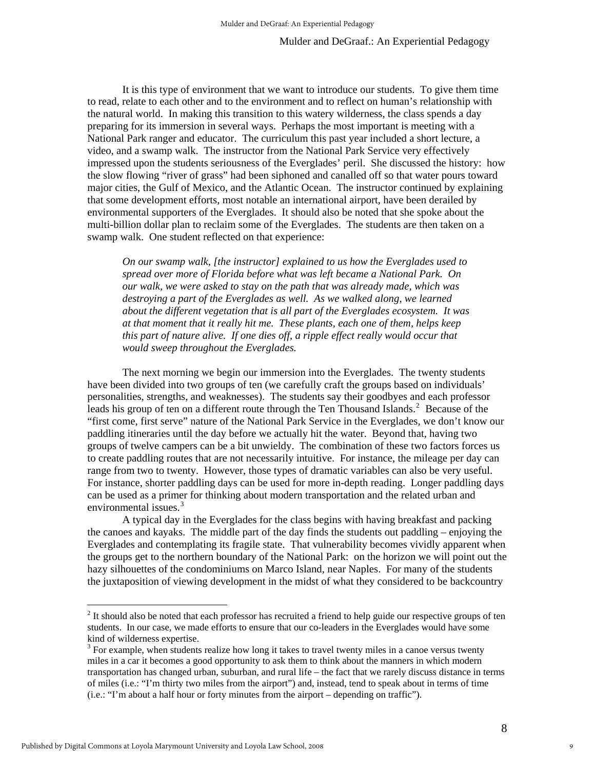It is this type of environment that we want to introduce our students. To give them time to read, relate to each other and to the environment and to reflect on human's relationship with the natural world. In making this transition to this watery wilderness, the class spends a day preparing for its immersion in several ways. Perhaps the most important is meeting with a National Park ranger and educator. The curriculum this past year included a short lecture, a video, and a swamp walk. The instructor from the National Park Service very effectively impressed upon the students seriousness of the Everglades' peril. She discussed the history: how the slow flowing "river of grass" had been siphoned and canalled off so that water pours toward major cities, the Gulf of Mexico, and the Atlantic Ocean. The instructor continued by explaining that some development efforts, most notable an international airport, have been derailed by environmental supporters of the Everglades. It should also be noted that she spoke about the multi-billion dollar plan to reclaim some of the Everglades. The students are then taken on a swamp walk. One student reflected on that experience:

> *On our swamp walk, [the instructor] explained to us how the Everglades used to spread over more of Florida before what was left became a National Park. On our walk, we were asked to stay on the path that was already made, which was destroying a part of the Everglades as well. As we walked along, we learned about the different vegetation that is all part of the Everglades ecosystem. It was at that moment that it really hit me. These plants, each one of them, helps keep this part of nature alive. If one dies off, a ripple effect really would occur that would sweep throughout the Everglades.*

The next morning we begin our immersion into the Everglades. The twenty students have been divided into two groups of ten (we carefully craft the groups based on individuals' personalities, strengths, and weaknesses). The students say their goodbyes and each professor leads his group of ten on a different route through the Ten Thousand Islands.[2] Because of the "first come, first serve" nature of the National Park Service in the Everglades, we don't know our paddling itineraries until the day before we actually hit the water. Beyond that, having two groups of twelve campers can be a bit unwieldy. The combination of these two factors forces us to create paddling routes that are not necessarily intuitive. For instance, the mileage per day can range from two to twenty. However, those types of dramatic variables can also be very useful. For instance, shorter paddling days can be used for more in-depth reading. Longer paddling days can be used as a primer for thinking about modern transportation and the related urban and environmental issues.[3]

A typical day in the Everglades for the class begins with having breakfast and packing the canoes and kayaks. The middle part of the day finds the students out paddling – enjoying the Everglades and contemplating its fragile state. That vulnerability becomes vividly apparent when the groups get to the northern boundary of the National Park: on the horizon we will point out the hazy silhouettes of the condominiums on Marco Island, near Naples. For many of the students the juxtaposition of viewing development in the midst of what they considered to be backcountry

---

[2] It should also be noted that each professor has recruited a friend to help guide our respective groups of ten students. In our case, we made efforts to ensure that our co-leaders in the Everglades would have some kind of wilderness expertise.

[3] For example, when students realize how long it takes to travel twenty miles in a canoe versus twenty miles in a car it becomes a good opportunity to ask them to think about the manners in which modern transportation has changed urban, suburban, and rural life – the fact that we rarely discuss distance in terms of miles (i.e.: "I'm thirty two miles from the airport") and, instead, tend to speak about in terms of time (i.e.: "I'm about a half hour or forty minutes from the airport – depending on traffic").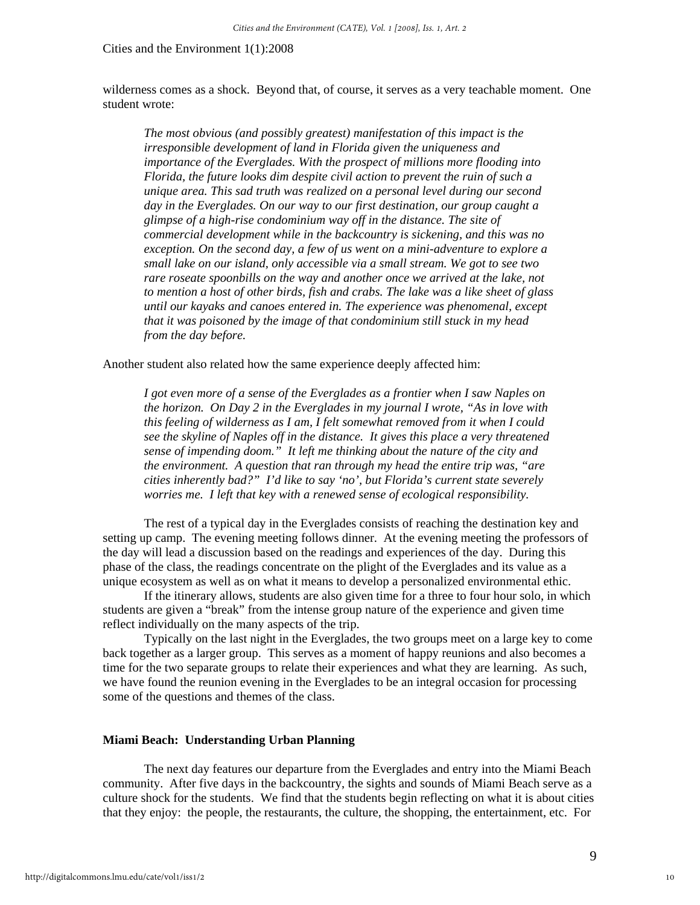wilderness comes as a shock. Beyond that, of course, it serves as a very teachable moment. One student wrote:

> *The most obvious (and possibly greatest) manifestation of this impact is the irresponsible development of land in Florida given the uniqueness and importance of the Everglades. With the prospect of millions more flooding into Florida, the future looks dim despite civil action to prevent the ruin of such a unique area. This sad truth was realized on a personal level during our second day in the Everglades. On our way to our first destination, our group caught a glimpse of a high-rise condominium way off in the distance. The site of commercial development while in the backcountry is sickening, and this was no exception. On the second day, a few of us went on a mini-adventure to explore a small lake on our island, only accessible via a small stream. We got to see two rare roseate spoonbills on the way and another once we arrived at the lake, not to mention a host of other birds, fish and crabs. The lake was a like sheet of glass until our kayaks and canoes entered in. The experience was phenomenal, except that it was poisoned by the image of that condominium still stuck in my head from the day before.*

Another student also related how the same experience deeply affected him:

> *I got even more of a sense of the Everglades as a frontier when I saw Naples on the horizon. On Day 2 in the Everglades in my journal I wrote, "As in love with this feeling of wilderness as I am, I felt somewhat removed from it when I could see the skyline of Naples off in the distance. It gives this place a very threatened sense of impending doom." It left me thinking about the nature of the city and the environment. A question that ran through my head the entire trip was, "are cities inherently bad?" I'd like to say 'no', but Florida's current state severely worries me. I left that key with a renewed sense of ecological responsibility.*

The rest of a typical day in the Everglades consists of reaching the destination key and setting up camp. The evening meeting follows dinner. At the evening meeting the professors of the day will lead a discussion based on the readings and experiences of the day. During this phase of the class, the readings concentrate on the plight of the Everglades and its value as a unique ecosystem as well as on what it means to develop a personalized environmental ethic.

If the itinerary allows, students are also given time for a three to four hour solo, in which students are given a "break" from the intense group nature of the experience and given time reflect individually on the many aspects of the trip.

Typically on the last night in the Everglades, the two groups meet on a large key to come back together as a larger group. This serves as a moment of happy reunions and also becomes a time for the two separate groups to relate their experiences and what they are learning. As such, we have found the reunion evening in the Everglades to be an integral occasion for processing some of the questions and themes of the class.

### Miami Beach: Understanding Urban Planning

The next day features our departure from the Everglades and entry into the Miami Beach community. After five days in the backcountry, the sights and sounds of Miami Beach serve as a culture shock for the students. We find that the students begin reflecting on what it is about cities that they enjoy: the people, the restaurants, the culture, the shopping, the entertainment, etc. For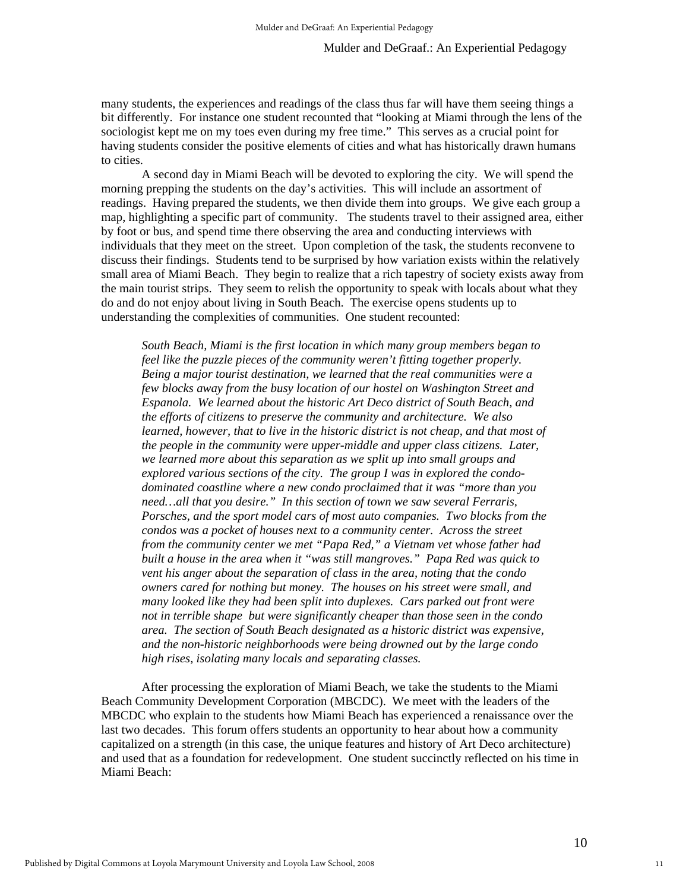many students, the experiences and readings of the class thus far will have them seeing things a bit differently. For instance one student recounted that "looking at Miami through the lens of the sociologist kept me on my toes even during my free time." This serves as a crucial point for having students consider the positive elements of cities and what has historically drawn humans to cities.

A second day in Miami Beach will be devoted to exploring the city. We will spend the morning prepping the students on the day's activities. This will include an assortment of readings. Having prepared the students, we then divide them into groups. We give each group a map, highlighting a specific part of community. The students travel to their assigned area, either by foot or bus, and spend time there observing the area and conducting interviews with individuals that they meet on the street. Upon completion of the task, the students reconvene to discuss their findings. Students tend to be surprised by how variation exists within the relatively small area of Miami Beach. They begin to realize that a rich tapestry of society exists away from the main tourist strips. They seem to relish the opportunity to speak with locals about what they do and do not enjoy about living in South Beach. The exercise opens students up to understanding the complexities of communities. One student recounted:

> *South Beach, Miami is the first location in which many group members began to feel like the puzzle pieces of the community weren't fitting together properly. Being a major tourist destination, we learned that the real communities were a few blocks away from the busy location of our hostel on Washington Street and Espanola. We learned about the historic Art Deco district of South Beach, and the efforts of citizens to preserve the community and architecture. We also learned, however, that to live in the historic district is not cheap, and that most of the people in the community were upper-middle and upper class citizens. Later, we learned more about this separation as we split up into small groups and explored various sections of the city. The group I was in explored the condo-dominated coastline where a new condo proclaimed that it was "more than you need…all that you desire." In this section of town we saw several Ferraris, Porsches, and the sport model cars of most auto companies. Two blocks from the condos was a pocket of houses next to a community center. Across the street from the community center we met "Papa Red," a Vietnam vet whose father had built a house in the area when it "was still mangroves." Papa Red was quick to vent his anger about the separation of class in the area, noting that the condo owners cared for nothing but money. The houses on his street were small, and many looked like they had been split into duplexes. Cars parked out front were not in terrible shape but were significantly cheaper than those seen in the condo area. The section of South Beach designated as a historic district was expensive, and the non-historic neighborhoods were being drowned out by the large condo high rises, isolating many locals and separating classes.*

After processing the exploration of Miami Beach, we take the students to the Miami Beach Community Development Corporation (MBCDC). We meet with the leaders of the MBCDC who explain to the students how Miami Beach has experienced a renaissance over the last two decades. This forum offers students an opportunity to hear about how a community capitalized on a strength (in this case, the unique features and history of Art Deco architecture) and used that as a foundation for redevelopment. One student succinctly reflected on his time in Miami Beach: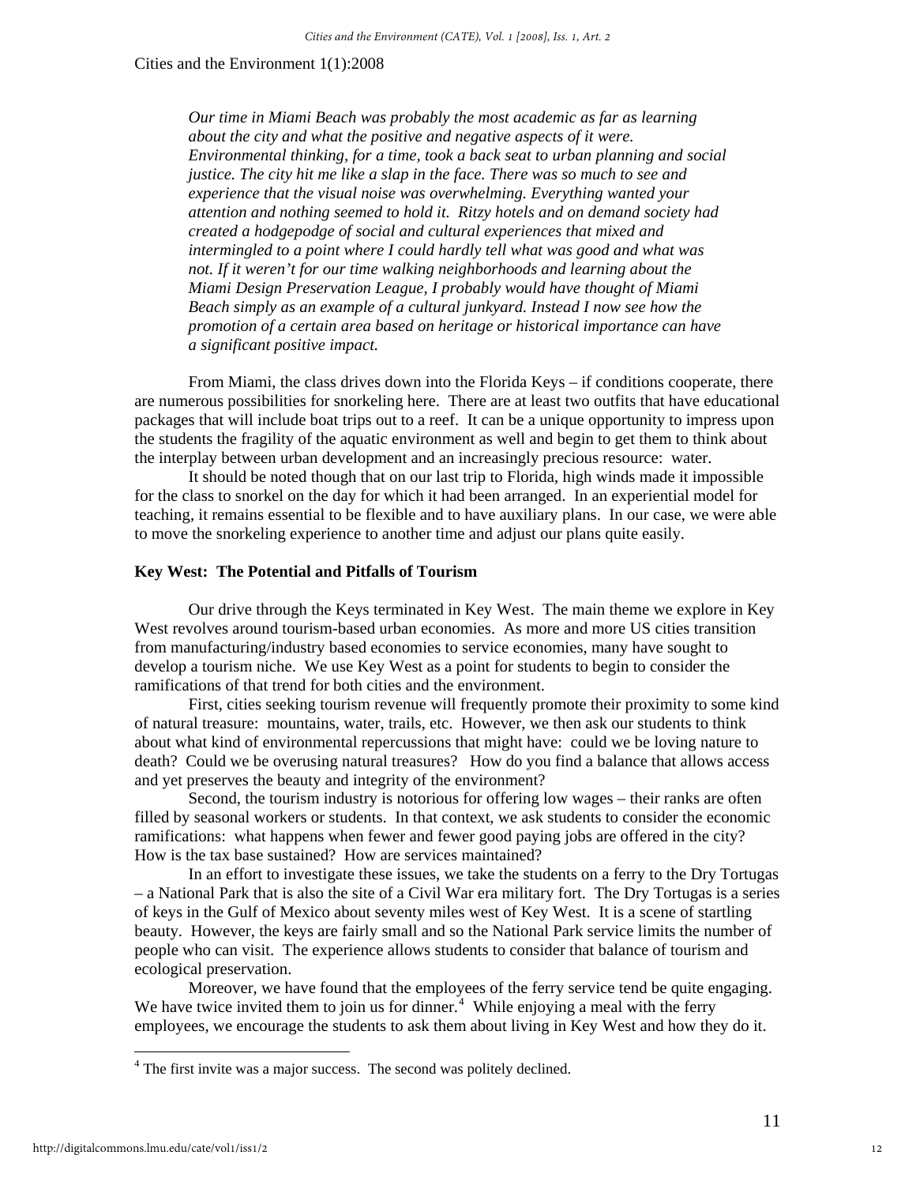*Our time in Miami Beach was probably the most academic as far as learning about the city and what the positive and negative aspects of it were. Environmental thinking, for a time, took a back seat to urban planning and social justice. The city hit me like a slap in the face. There was so much to see and experience that the visual noise was overwhelming. Everything wanted your attention and nothing seemed to hold it. Ritzy hotels and on demand society had created a hodgepodge of social and cultural experiences that mixed and intermingled to a point where I could hardly tell what was good and what was not. If it weren't for our time walking neighborhoods and learning about the Miami Design Preservation League, I probably would have thought of Miami Beach simply as an example of a cultural junkyard. Instead I now see how the promotion of a certain area based on heritage or historical importance can have a significant positive impact.*

From Miami, the class drives down into the Florida Keys – if conditions cooperate, there are numerous possibilities for snorkeling here. There are at least two outfits that have educational packages that will include boat trips out to a reef. It can be a unique opportunity to impress upon the students the fragility of the aquatic environment as well and begin to get them to think about the interplay between urban development and an increasingly precious resource: water.

It should be noted though that on our last trip to Florida, high winds made it impossible for the class to snorkel on the day for which it had been arranged. In an experiential model for teaching, it remains essential to be flexible and to have auxiliary plans. In our case, we were able to move the snorkeling experience to another time and adjust our plans quite easily.

### Key West: The Potential and Pitfalls of Tourism

Our drive through the Keys terminated in Key West. The main theme we explore in Key West revolves around tourism-based urban economies. As more and more US cities transition from manufacturing/industry based economies to service economies, many have sought to develop a tourism niche. We use Key West as a point for students to begin to consider the ramifications of that trend for both cities and the environment.

First, cities seeking tourism revenue will frequently promote their proximity to some kind of natural treasure: mountains, water, trails, etc. However, we then ask our students to think about what kind of environmental repercussions that might have: could we be loving nature to death? Could we be overusing natural treasures? How do you find a balance that allows access and yet preserves the beauty and integrity of the environment?

Second, the tourism industry is notorious for offering low wages – their ranks are often filled by seasonal workers or students. In that context, we ask students to consider the economic ramifications: what happens when fewer and fewer good paying jobs are offered in the city? How is the tax base sustained? How are services maintained?

In an effort to investigate these issues, we take the students on a ferry to the Dry Tortugas – a National Park that is also the site of a Civil War era military fort. The Dry Tortugas is a series of keys in the Gulf of Mexico about seventy miles west of Key West. It is a scene of startling beauty. However, the keys are fairly small and so the National Park service limits the number of people who can visit. The experience allows students to consider that balance of tourism and ecological preservation.

Moreover, we have found that the employees of the ferry service tend be quite engaging. We have twice invited them to join us for dinner.[4] While enjoying a meal with the ferry employees, we encourage the students to ask them about living in Key West and how they do it.

[4] The first invite was a major success. The second was politely declined.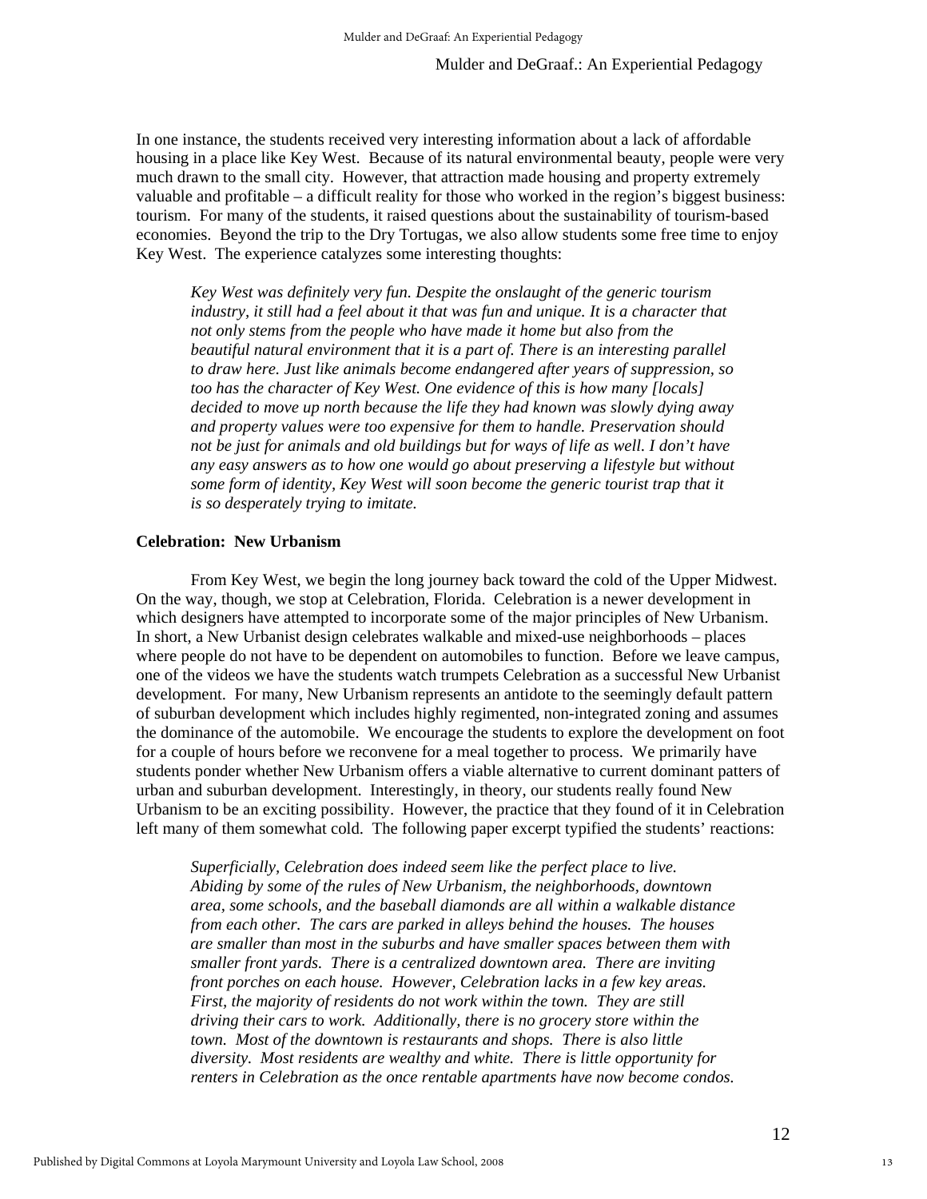In one instance, the students received very interesting information about a lack of affordable housing in a place like Key West. Because of its natural environmental beauty, people were very much drawn to the small city. However, that attraction made housing and property extremely valuable and profitable – a difficult reality for those who worked in the region's biggest business: tourism. For many of the students, it raised questions about the sustainability of tourism-based economies. Beyond the trip to the Dry Tortugas, we also allow students some free time to enjoy Key West. The experience catalyzes some interesting thoughts:

> *Key West was definitely very fun. Despite the onslaught of the generic tourism industry, it still had a feel about it that was fun and unique. It is a character that not only stems from the people who have made it home but also from the beautiful natural environment that it is a part of. There is an interesting parallel to draw here. Just like animals become endangered after years of suppression, so too has the character of Key West. One evidence of this is how many [locals] decided to move up north because the life they had known was slowly dying away and property values were too expensive for them to handle. Preservation should not be just for animals and old buildings but for ways of life as well. I don't have any easy answers as to how one would go about preserving a lifestyle but without some form of identity, Key West will soon become the generic tourist trap that it is so desperately trying to imitate.*

**Celebration: New Urbanism**

From Key West, we begin the long journey back toward the cold of the Upper Midwest. On the way, though, we stop at Celebration, Florida. Celebration is a newer development in which designers have attempted to incorporate some of the major principles of New Urbanism. In short, a New Urbanist design celebrates walkable and mixed-use neighborhoods – places where people do not have to be dependent on automobiles to function. Before we leave campus, one of the videos we have the students watch trumpets Celebration as a successful New Urbanist development. For many, New Urbanism represents an antidote to the seemingly default pattern of suburban development which includes highly regimented, non-integrated zoning and assumes the dominance of the automobile. We encourage the students to explore the development on foot for a couple of hours before we reconvene for a meal together to process. We primarily have students ponder whether New Urbanism offers a viable alternative to current dominant patters of urban and suburban development. Interestingly, in theory, our students really found New Urbanism to be an exciting possibility. However, the practice that they found of it in Celebration left many of them somewhat cold. The following paper excerpt typified the students' reactions:

> *Superficially, Celebration does indeed seem like the perfect place to live. Abiding by some of the rules of New Urbanism, the neighborhoods, downtown area, some schools, and the baseball diamonds are all within a walkable distance from each other. The cars are parked in alleys behind the houses. The houses are smaller than most in the suburbs and have smaller spaces between them with smaller front yards. There is a centralized downtown area. There are inviting front porches on each house. However, Celebration lacks in a few key areas. First, the majority of residents do not work within the town. They are still driving their cars to work. Additionally, there is no grocery store within the town. Most of the downtown is restaurants and shops. There is also little diversity. Most residents are wealthy and white. There is little opportunity for renters in Celebration as the once rentable apartments have now become condos.*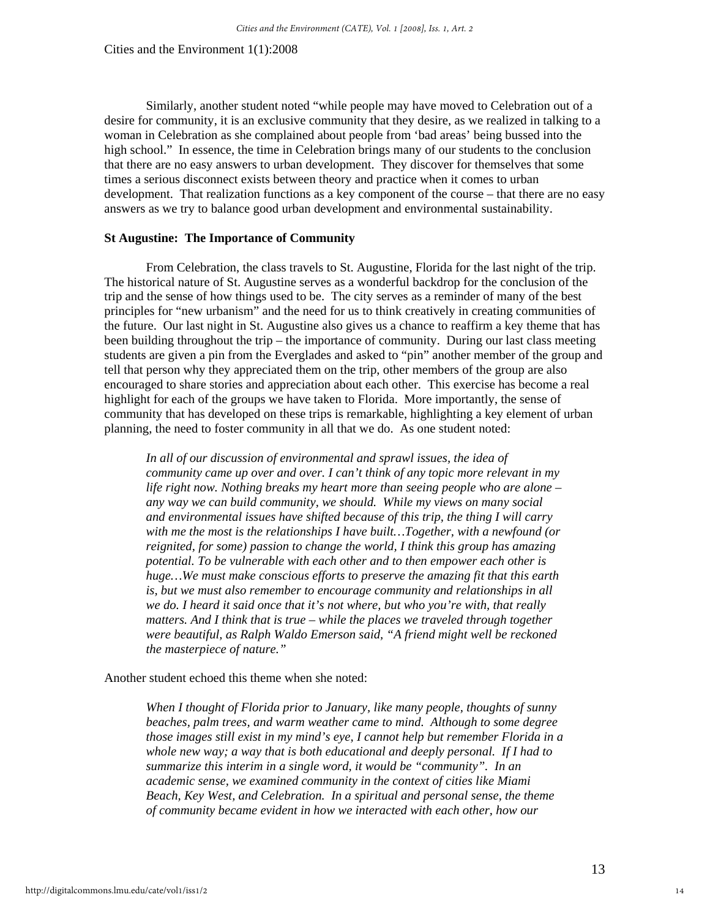Similarly, another student noted "while people may have moved to Celebration out of a desire for community, it is an exclusive community that they desire, as we realized in talking to a woman in Celebration as she complained about people from 'bad areas' being bussed into the high school." In essence, the time in Celebration brings many of our students to the conclusion that there are no easy answers to urban development. They discover for themselves that some times a serious disconnect exists between theory and practice when it comes to urban development. That realization functions as a key component of the course – that there are no easy answers as we try to balance good urban development and environmental sustainability.

**St Augustine: The Importance of Community**

From Celebration, the class travels to St. Augustine, Florida for the last night of the trip. The historical nature of St. Augustine serves as a wonderful backdrop for the conclusion of the trip and the sense of how things used to be. The city serves as a reminder of many of the best principles for "new urbanism" and the need for us to think creatively in creating communities of the future. Our last night in St. Augustine also gives us a chance to reaffirm a key theme that has been building throughout the trip – the importance of community. During our last class meeting students are given a pin from the Everglades and asked to "pin" another member of the group and tell that person why they appreciated them on the trip, other members of the group are also encouraged to share stories and appreciation about each other. This exercise has become a real highlight for each of the groups we have taken to Florida. More importantly, the sense of community that has developed on these trips is remarkable, highlighting a key element of urban planning, the need to foster community in all that we do. As one student noted:

> *In all of our discussion of environmental and sprawl issues, the idea of community came up over and over. I can't think of any topic more relevant in my life right now. Nothing breaks my heart more than seeing people who are alone – any way we can build community, we should. While my views on many social and environmental issues have shifted because of this trip, the thing I will carry with me the most is the relationships I have built…Together, with a newfound (or reignited, for some) passion to change the world, I think this group has amazing potential. To be vulnerable with each other and to then empower each other is huge…We must make conscious efforts to preserve the amazing fit that this earth is, but we must also remember to encourage community and relationships in all we do. I heard it said once that it's not where, but who you're with, that really matters. And I think that is true – while the places we traveled through together were beautiful, as Ralph Waldo Emerson said, "A friend might well be reckoned the masterpiece of nature."*

Another student echoed this theme when she noted:

> *When I thought of Florida prior to January, like many people, thoughts of sunny beaches, palm trees, and warm weather came to mind. Although to some degree those images still exist in my mind's eye, I cannot help but remember Florida in a whole new way; a way that is both educational and deeply personal. If I had to summarize this interim in a single word, it would be "community". In an academic sense, we examined community in the context of cities like Miami Beach, Key West, and Celebration. In a spiritual and personal sense, the theme of community became evident in how we interacted with each other, how our*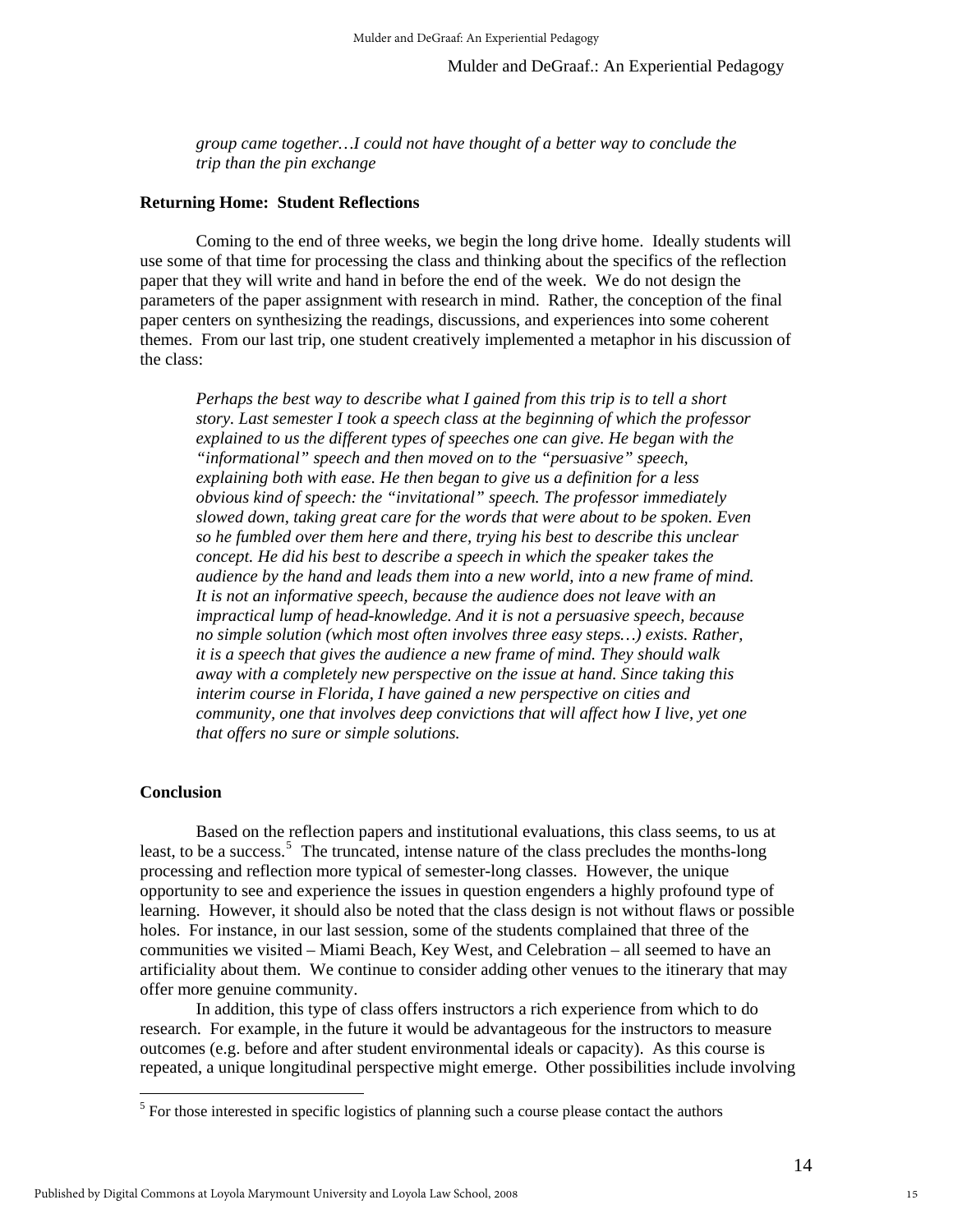*group came together…I could not have thought of a better way to conclude the trip than the pin exchange*

**Returning Home: Student Reflections**

Coming to the end of three weeks, we begin the long drive home. Ideally students will use some of that time for processing the class and thinking about the specifics of the reflection paper that they will write and hand in before the end of the week. We do not design the parameters of the paper assignment with research in mind. Rather, the conception of the final paper centers on synthesizing the readings, discussions, and experiences into some coherent themes. From our last trip, one student creatively implemented a metaphor in his discussion of the class:

> *Perhaps the best way to describe what I gained from this trip is to tell a short story. Last semester I took a speech class at the beginning of which the professor explained to us the different types of speeches one can give. He began with the "informational" speech and then moved on to the "persuasive" speech, explaining both with ease. He then began to give us a definition for a less obvious kind of speech: the "invitational" speech. The professor immediately slowed down, taking great care for the words that were about to be spoken. Even so he fumbled over them here and there, trying his best to describe this unclear concept. He did his best to describe a speech in which the speaker takes the audience by the hand and leads them into a new world, into a new frame of mind. It is not an informative speech, because the audience does not leave with an impractical lump of head-knowledge. And it is not a persuasive speech, because no simple solution (which most often involves three easy steps…) exists. Rather, it is a speech that gives the audience a new frame of mind. They should walk away with a completely new perspective on the issue at hand. Since taking this interim course in Florida, I have gained a new perspective on cities and community, one that involves deep convictions that will affect how I live, yet one that offers no sure or simple solutions.*

**Conclusion**

Based on the reflection papers and institutional evaluations, this class seems, to us at least, to be a success.[5] The truncated, intense nature of the class precludes the months-long processing and reflection more typical of semester-long classes. However, the unique opportunity to see and experience the issues in question engenders a highly profound type of learning. However, it should also be noted that the class design is not without flaws or possible holes. For instance, in our last session, some of the students complained that three of the communities we visited – Miami Beach, Key West, and Celebration – all seemed to have an artificiality about them. We continue to consider adding other venues to the itinerary that may offer more genuine community.

In addition, this type of class offers instructors a rich experience from which to do research. For example, in the future it would be advantageous for the instructors to measure outcomes (e.g. before and after student environmental ideals or capacity). As this course is repeated, a unique longitudinal perspective might emerge. Other possibilities include involving

[5] For those interested in specific logistics of planning such a course please contact the authors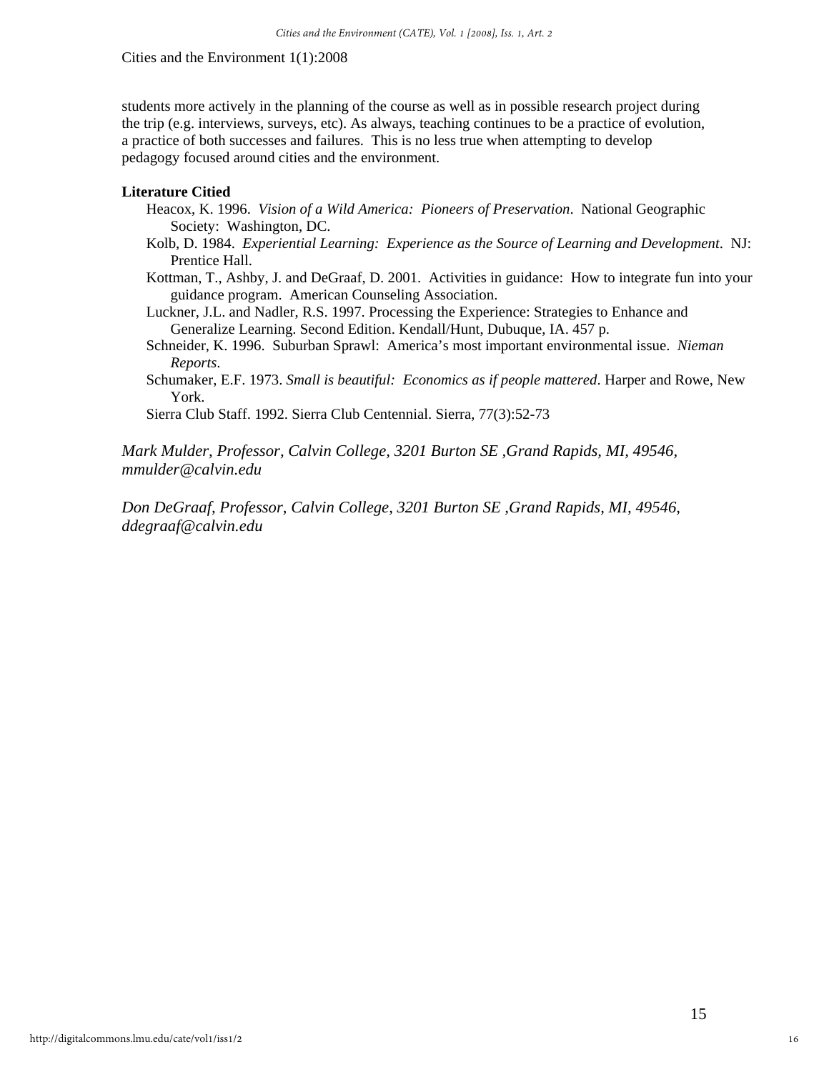students more actively in the planning of the course as well as in possible research project during the trip (e.g. interviews, surveys, etc). As always, teaching continues to be a practice of evolution, a practice of both successes and failures. This is no less true when attempting to develop pedagogy focused around cities and the environment.

**Literature Citied**

Heacox, K. 1996. *Vision of a Wild America: Pioneers of Preservation*. National Geographic Society: Washington, DC.

Kolb, D. 1984. *Experiential Learning: Experience as the Source of Learning and Development*. NJ: Prentice Hall.

Kottman, T., Ashby, J. and DeGraaf, D. 2001. Activities in guidance: How to integrate fun into your guidance program. American Counseling Association.

Luckner, J.L. and Nadler, R.S. 1997. Processing the Experience: Strategies to Enhance and Generalize Learning. Second Edition. Kendall/Hunt, Dubuque, IA. 457 p.

Schneider, K. 1996. Suburban Sprawl: America's most important environmental issue. *Nieman Reports*.

Schumaker, E.F. 1973. *Small is beautiful: Economics as if people mattered*. Harper and Rowe, New York.

Sierra Club Staff. 1992. Sierra Club Centennial. Sierra, 77(3):52-73

*Mark Mulder, Professor, Calvin College, 3201 Burton SE ,Grand Rapids, MI, 49546, mmulder@calvin.edu*

*Don DeGraaf, Professor, Calvin College, 3201 Burton SE ,Grand Rapids, MI, 49546, ddegraaf@calvin.edu*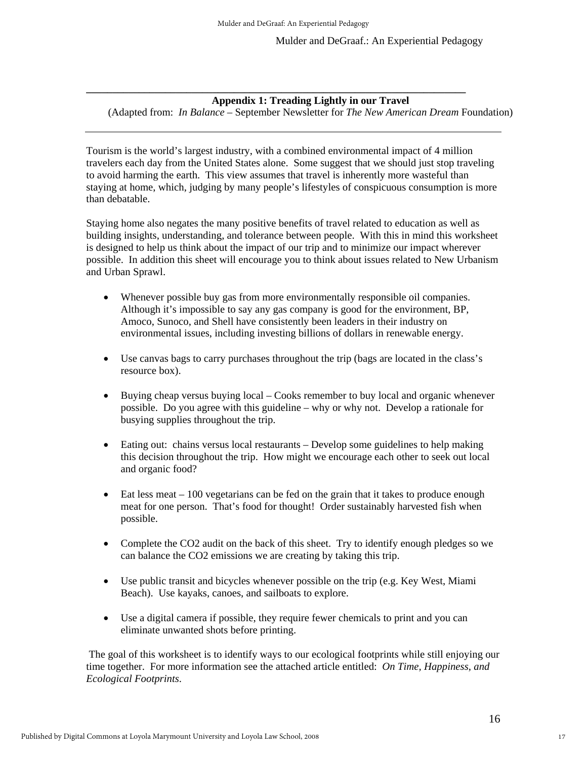## Appendix 1: Treading Lightly in our Travel

(Adapted from: *In Balance* – September Newsletter for *The New American Dream* Foundation)

---

Tourism is the world's largest industry, with a combined environmental impact of 4 million travelers each day from the United States alone. Some suggest that we should just stop traveling to avoid harming the earth. This view assumes that travel is inherently more wasteful than staying at home, which, judging by many people's lifestyles of conspicuous consumption is more than debatable.

Staying home also negates the many positive benefits of travel related to education as well as building insights, understanding, and tolerance between people. With this in mind this worksheet is designed to help us think about the impact of our trip and to minimize our impact wherever possible. In addition this sheet will encourage you to think about issues related to New Urbanism and Urban Sprawl.

- Whenever possible buy gas from more environmentally responsible oil companies. Although it's impossible to say any gas company is good for the environment, BP, Amoco, Sunoco, and Shell have consistently been leaders in their industry on environmental issues, including investing billions of dollars in renewable energy.
- Use canvas bags to carry purchases throughout the trip (bags are located in the class's resource box).
- Buying cheap versus buying local – Cooks remember to buy local and organic whenever possible. Do you agree with this guideline – why or why not. Develop a rationale for busying supplies throughout the trip.
- Eating out: chains versus local restaurants – Develop some guidelines to help making this decision throughout the trip. How might we encourage each other to seek out local and organic food?
- Eat less meat – 100 vegetarians can be fed on the grain that it takes to produce enough meat for one person. That's food for thought! Order sustainably harvested fish when possible.
- Complete the $CO_2$ audit on the back of this sheet. Try to identify enough pledges so we can balance the $CO_2$ emissions we are creating by taking this trip.
- Use public transit and bicycles whenever possible on the trip (e.g. Key West, Miami Beach). Use kayaks, canoes, and sailboats to explore.
- Use a digital camera if possible, they require fewer chemicals to print and you can eliminate unwanted shots before printing.

The goal of this worksheet is to identify ways to our ecological footprints while still enjoying our time together. For more information see the attached article entitled: *On Time, Happiness, and Ecological Footprints*.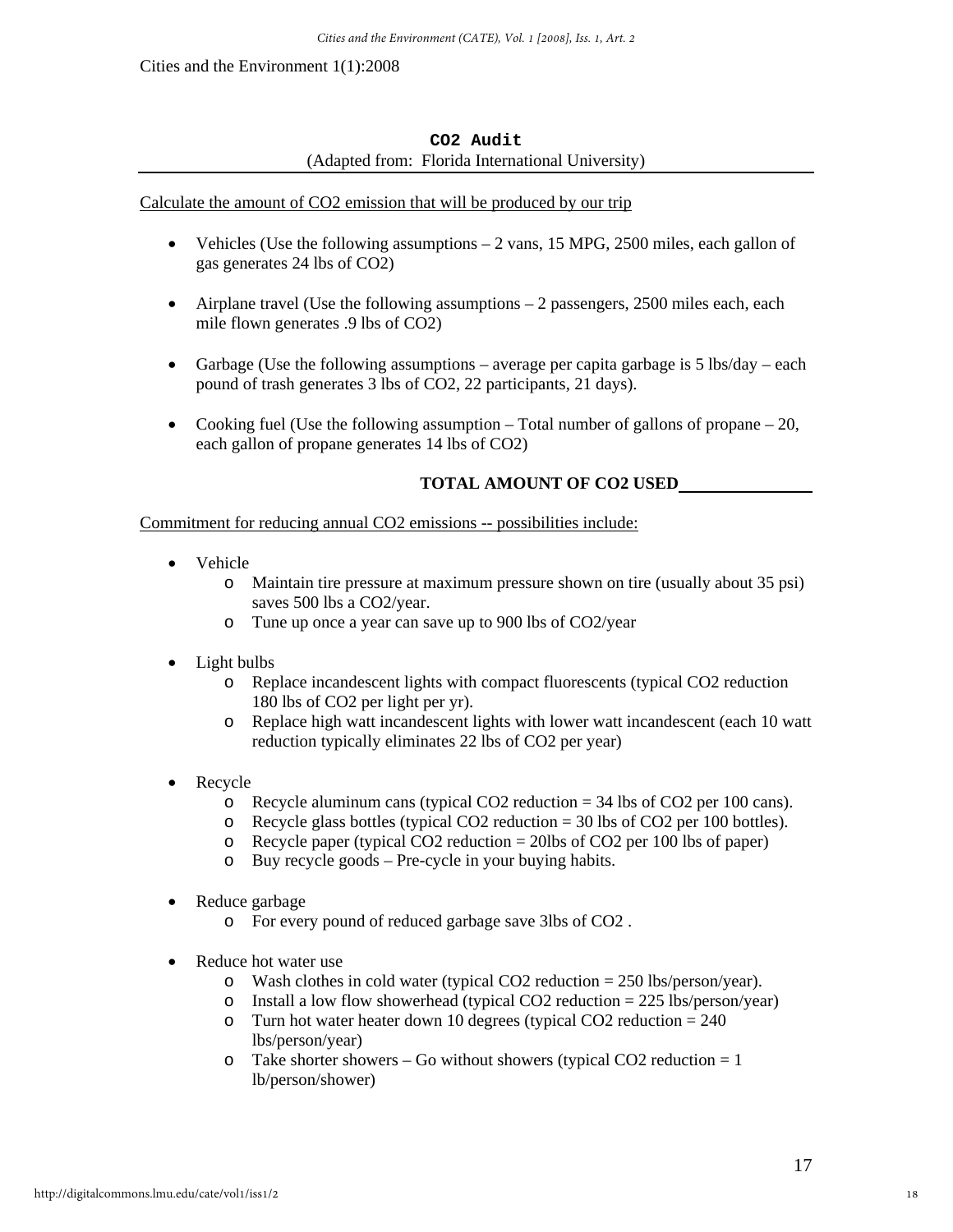## $CO_2$ Audit

(Adapted from: Florida International University)

Calculate the amount of $CO_2$ emission that will be produced by our trip

- Vehicles (Use the following assumptions – 2 vans, 15 MPG, 2500 miles, each gallon of gas generates 24 lbs of $CO_2$)

- Airplane travel (Use the following assumptions – 2 passengers, 2500 miles each, each mile flown generates .9 lbs of $CO_2$)

- Garbage (Use the following assumptions – average per capita garbage is 5 lbs/day – each pound of trash generates 3 lbs of $CO_2$, 22 participants, 21 days).

- Cooking fuel (Use the following assumption – Total number of gallons of propane – 20, each gallon of propane generates 14 lbs of $CO_2$)

**TOTAL AMOUNT OF $CO_2$ USED________________**

Commitment for reducing annual $CO_2$ emissions -- possibilities include:

- Vehicle
  - Maintain tire pressure at maximum pressure shown on tire (usually about 35 psi) saves 500 lbs a $CO_2$/year.
  - Tune up once a year can save up to 900 lbs of $CO_2$/year

- Light bulbs
  - Replace incandescent lights with compact fluorescents (typical $CO_2$ reduction 180 lbs of $CO_2$ per light per yr).
  - Replace high watt incandescent lights with lower watt incandescent (each 10 watt reduction typically eliminates 22 lbs of $CO_2$ per year)

- Recycle
  - Recycle aluminum cans (typical $CO_2$ reduction = 34 lbs of $CO_2$ per 100 cans).
  - Recycle glass bottles (typical $CO_2$ reduction = 30 lbs of $CO_2$ per 100 bottles).
  - Recycle paper (typical $CO_2$ reduction = 20lbs of $CO_2$ per 100 lbs of paper)
  - Buy recycle goods – Pre-cycle in your buying habits.

- Reduce garbage
  - For every pound of reduced garbage save 3lbs of $CO_2$ .

- Reduce hot water use
  - Wash clothes in cold water (typical $CO_2$ reduction = 250 lbs/person/year).
  - Install a low flow showerhead (typical $CO_2$ reduction = 225 lbs/person/year)
  - Turn hot water heater down 10 degrees (typical $CO_2$ reduction = 240 lbs/person/year)
  - Take shorter showers – Go without showers (typical $CO_2$ reduction = 1 lb/person/shower)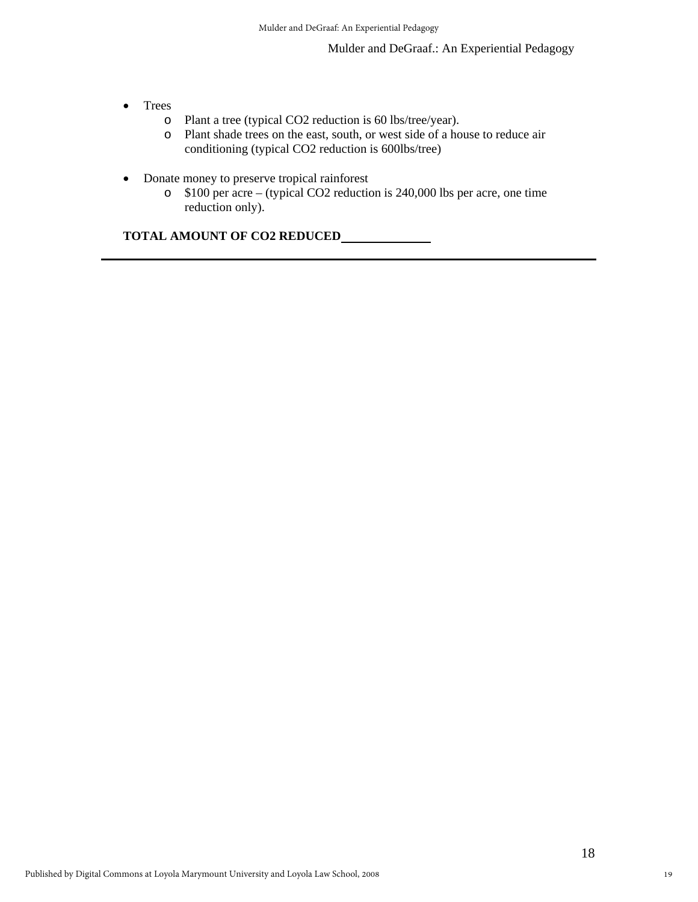- Trees
  - Plant a tree (typical $CO_2$ reduction is 60 lbs/tree/year).
  - Plant shade trees on the east, south, or west side of a house to reduce air conditioning (typical $CO_2$ reduction is 600lbs/tree)

- Donate money to preserve tropical rainforest
  - $100 per acre – (typical $CO_2$ reduction is 240,000 lbs per acre, one time reduction only).

**TOTAL AMOUNT OF $CO_2$ REDUCED**______________

---